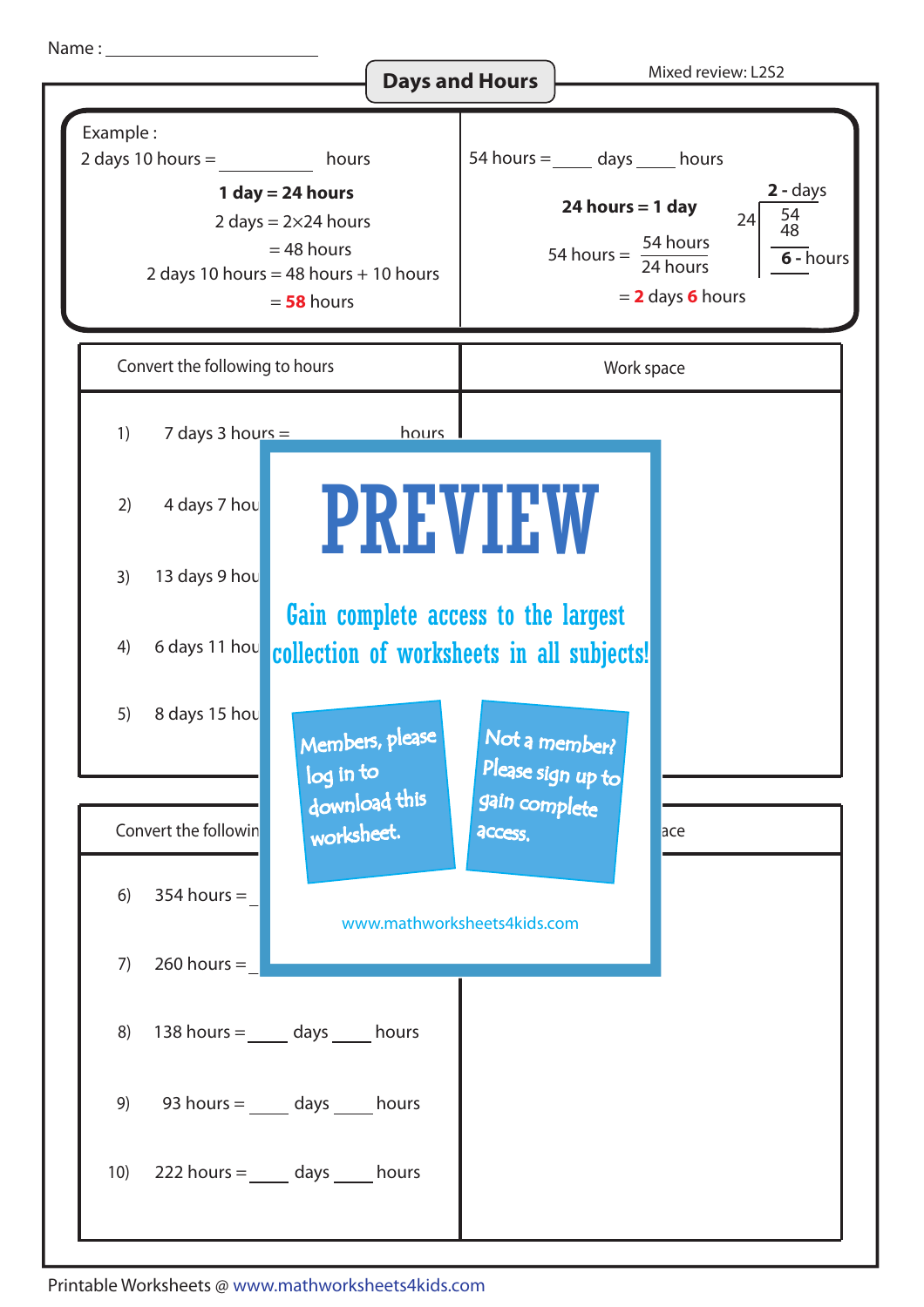Name : ______________________

# Days and Hours

Mixed review: L2S2

**Example :**

2 days 10 hours = __________ hours

**1 day = 24 hours**

2 days = 2×24 hours

= 48 hours

2 days 10 hours = 48 hours + 10 hours

= **58** hours

54 hours = ____ days ____ hours

**24 hours = 1 day**

$$54 \text{ hours} = \frac{54 \text{ hours}}{24 \text{ hours}}$$

```
      2 - days
24 | 54
     48
     --
      6 - hours
```

= **2** days **6** hours

| Convert the following to hours | Work space |
|---|---|
| 1) 7 days 3 hours = ________ hours | |
| 2) 4 days 7 hou | |
| 3) 13 days 9 hou | |
| 4) 6 days 11 hou | |
| 5) 8 days 15 hou | |

PREVIEW

Gain complete access to the largest collection of worksheets in all subjects!

Members, please log in to download this worksheet.

Not a member? Please sign up to gain complete access.

www.mathworksheets4kids.com

| Convert the followin | ace |
|---|---|
| 6) 354 hours = _ | |
| 7) 260 hours = _ | |
| 8) 138 hours = ____ days ____ hours | |
| 9) 93 hours = ____ days ____ hours | |
| 10) 222 hours = ____ days ____ hours | |

Printable Worksheets @ www.mathworksheets4kids.com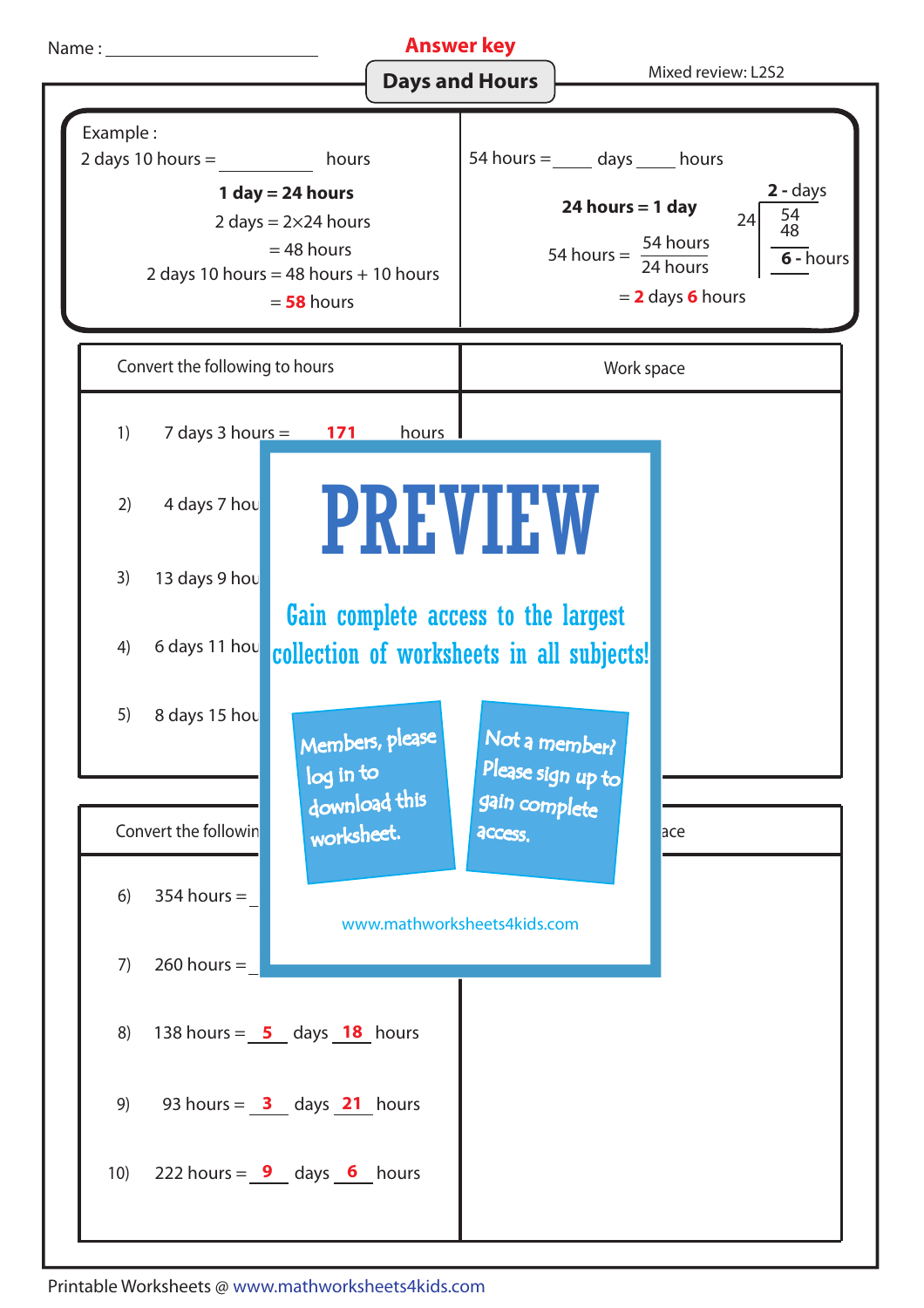Name : ____________________

**Answer key**

## Days and Hours

Mixed review: L2S2

Example :

2 days 10 hours = __________ hours

**1 day = 24 hours**

2 days = 2×24 hours

= 48 hours

2 days 10 hours = 48 hours + 10 hours

= **58** hours

54 hours = ____ days ____ hours

**24 hours = 1 day**

54 hours = $\frac{54 \text{ hours}}{24 \text{ hours}}$

= **2** days **6** hours

```
      2 - days
24 | 54
     48
     ---
      6 - hours
```

| Convert the following to hours | Work space |
|---|---|
| 1) 7 days 3 hours = **171** hours | |
| 2) 4 days 7 hou | |
| 3) 13 days 9 hou | |
| 4) 6 days 11 hou | |
| 5) 8 days 15 hou | |

PREVIEW

Gain complete access to the largest collection of worksheets in all subjects!

Members, please log in to download this worksheet.

Not a member? Please sign up to gain complete access.

www.mathworksheets4kids.com

| Convert the followin | ace |
|---|---|
| 6) 354 hours = _ | |
| 7) 260 hours = _ | |
| 8) 138 hours = **5** days **18** hours | |
| 9) 93 hours = **3** days **21** hours | |
| 10) 222 hours = **9** days **6** hours | |

Printable Worksheets @ www.mathworksheets4kids.com